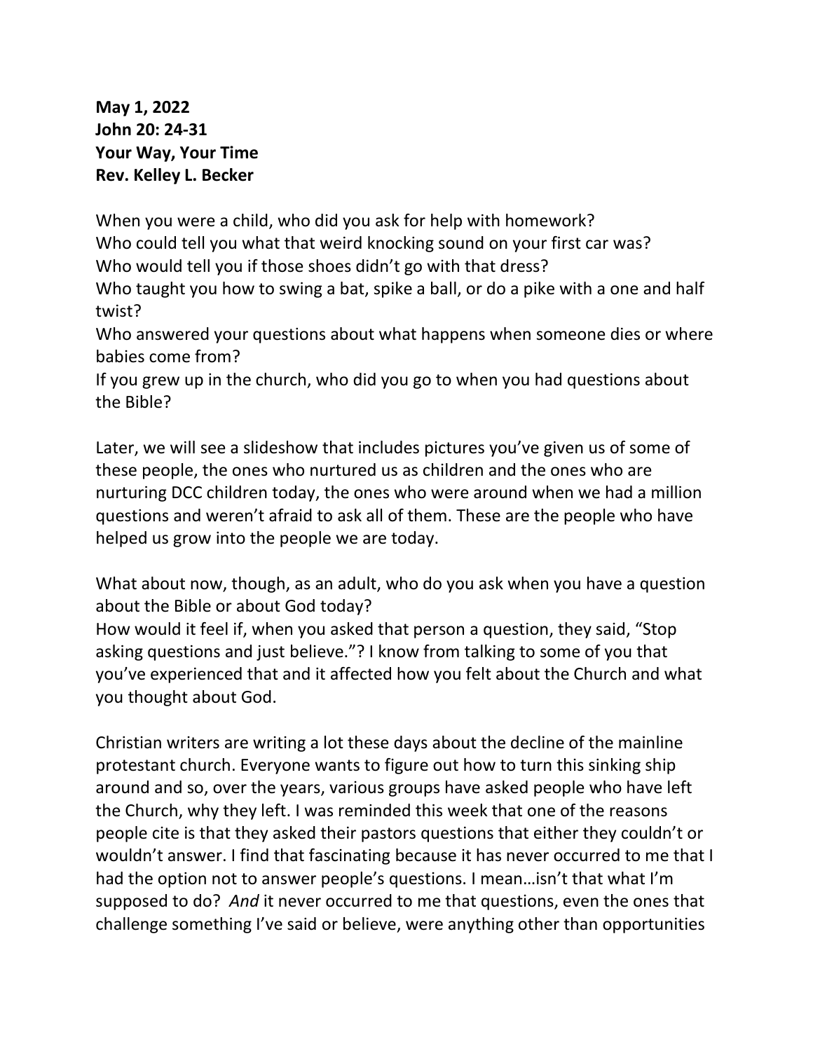**May 1, 2022**
**John 20: 24-31**
**Your Way, Your Time**
**Rev. Kelley L. Becker**

When you were a child, who did you ask for help with homework?
Who could tell you what that weird knocking sound on your first car was?
Who would tell you if those shoes didn't go with that dress?
Who taught you how to swing a bat, spike a ball, or do a pike with a one and half twist?
Who answered your questions about what happens when someone dies or where babies come from?
If you grew up in the church, who did you go to when you had questions about the Bible?

Later, we will see a slideshow that includes pictures you've given us of some of these people, the ones who nurtured us as children and the ones who are nurturing DCC children today, the ones who were around when we had a million questions and weren't afraid to ask all of them. These are the people who have helped us grow into the people we are today.

What about now, though, as an adult, who do you ask when you have a question about the Bible or about God today?
How would it feel if, when you asked that person a question, they said, "Stop asking questions and just believe."? I know from talking to some of you that you've experienced that and it affected how you felt about the Church and what you thought about God.

Christian writers are writing a lot these days about the decline of the mainline protestant church. Everyone wants to figure out how to turn this sinking ship around and so, over the years, various groups have asked people who have left the Church, why they left. I was reminded this week that one of the reasons people cite is that they asked their pastors questions that either they couldn't or wouldn't answer. I find that fascinating because it has never occurred to me that I had the option not to answer people's questions. I mean…isn't that what I'm supposed to do? *And* it never occurred to me that questions, even the ones that challenge something I've said or believe, were anything other than opportunities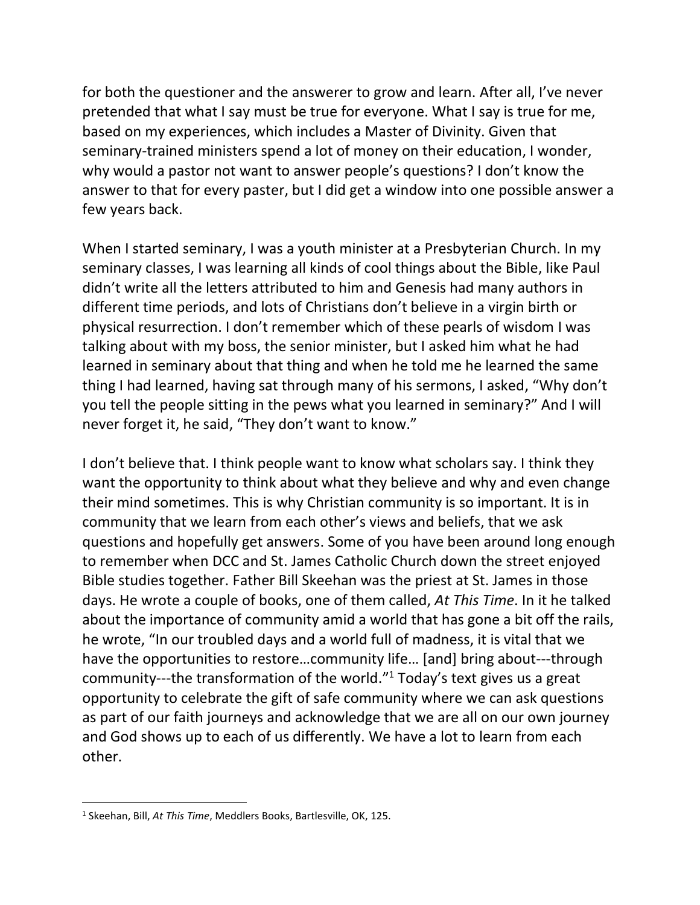for both the questioner and the answerer to grow and learn. After all, I've never pretended that what I say must be true for everyone. What I say is true for me, based on my experiences, which includes a Master of Divinity. Given that seminary-trained ministers spend a lot of money on their education, I wonder, why would a pastor not want to answer people's questions? I don't know the answer to that for every paster, but I did get a window into one possible answer a few years back.

When I started seminary, I was a youth minister at a Presbyterian Church. In my seminary classes, I was learning all kinds of cool things about the Bible, like Paul didn't write all the letters attributed to him and Genesis had many authors in different time periods, and lots of Christians don't believe in a virgin birth or physical resurrection. I don't remember which of these pearls of wisdom I was talking about with my boss, the senior minister, but I asked him what he had learned in seminary about that thing and when he told me he learned the same thing I had learned, having sat through many of his sermons, I asked, "Why don't you tell the people sitting in the pews what you learned in seminary?" And I will never forget it, he said, "They don't want to know."

I don't believe that. I think people want to know what scholars say. I think they want the opportunity to think about what they believe and why and even change their mind sometimes. This is why Christian community is so important. It is in community that we learn from each other's views and beliefs, that we ask questions and hopefully get answers. Some of you have been around long enough to remember when DCC and St. James Catholic Church down the street enjoyed Bible studies together. Father Bill Skeehan was the priest at St. James in those days. He wrote a couple of books, one of them called, *At This Time*. In it he talked about the importance of community amid a world that has gone a bit off the rails, he wrote, "In our troubled days and a world full of madness, it is vital that we have the opportunities to restore…community life… [and] bring about---through community---the transformation of the world."[1] Today's text gives us a great opportunity to celebrate the gift of safe community where we can ask questions as part of our faith journeys and acknowledge that we are all on our own journey and God shows up to each of us differently. We have a lot to learn from each other.

---

[1] Skeehan, Bill, *At This Time*, Meddlers Books, Bartlesville, OK, 125.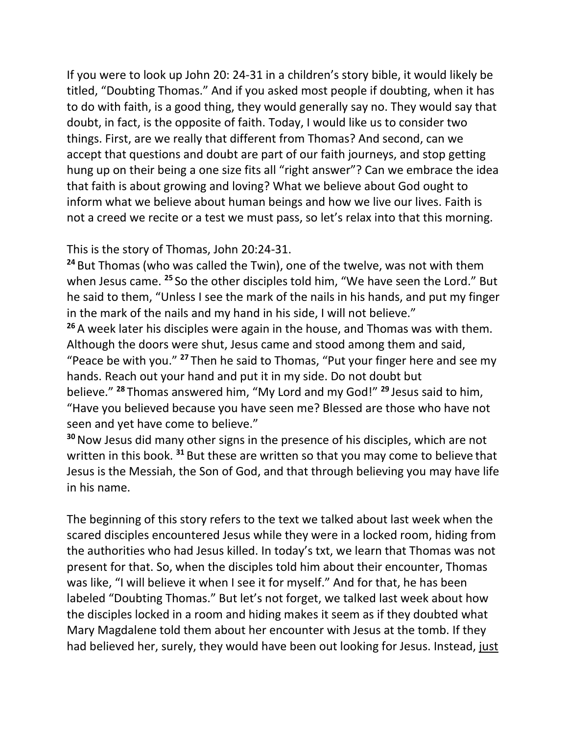If you were to look up John 20: 24-31 in a children's story bible, it would likely be titled, "Doubting Thomas." And if you asked most people if doubting, when it has to do with faith, is a good thing, they would generally say no. They would say that doubt, in fact, is the opposite of faith. Today, I would like us to consider two things. First, are we really that different from Thomas? And second, can we accept that questions and doubt are part of our faith journeys, and stop getting hung up on their being a one size fits all "right answer"? Can we embrace the idea that faith is about growing and loving? What we believe about God ought to inform what we believe about human beings and how we live our lives. Faith is not a creed we recite or a test we must pass, so let's relax into that this morning.

This is the story of Thomas, John 20:24-31.

**24** But Thomas (who was called the Twin), one of the twelve, was not with them when Jesus came. **25** So the other disciples told him, "We have seen the Lord." But he said to them, "Unless I see the mark of the nails in his hands, and put my finger in the mark of the nails and my hand in his side, I will not believe."

**26** A week later his disciples were again in the house, and Thomas was with them. Although the doors were shut, Jesus came and stood among them and said, "Peace be with you." **27** Then he said to Thomas, "Put your finger here and see my hands. Reach out your hand and put it in my side. Do not doubt but believe." **28** Thomas answered him, "My Lord and my God!" **29** Jesus said to him, "Have you believed because you have seen me? Blessed are those who have not seen and yet have come to believe."

**30** Now Jesus did many other signs in the presence of his disciples, which are not written in this book. **31** But these are written so that you may come to believe that Jesus is the Messiah, the Son of God, and that through believing you may have life in his name.

The beginning of this story refers to the text we talked about last week when the scared disciples encountered Jesus while they were in a locked room, hiding from the authorities who had Jesus killed. In today's txt, we learn that Thomas was not present for that. So, when the disciples told him about their encounter, Thomas was like, "I will believe it when I see it for myself." And for that, he has been labeled "Doubting Thomas." But let's not forget, we talked last week about how the disciples locked in a room and hiding makes it seem as if they doubted what Mary Magdalene told them about her encounter with Jesus at the tomb. If they had believed her, surely, they would have been out looking for Jesus. Instead, <u>just</u>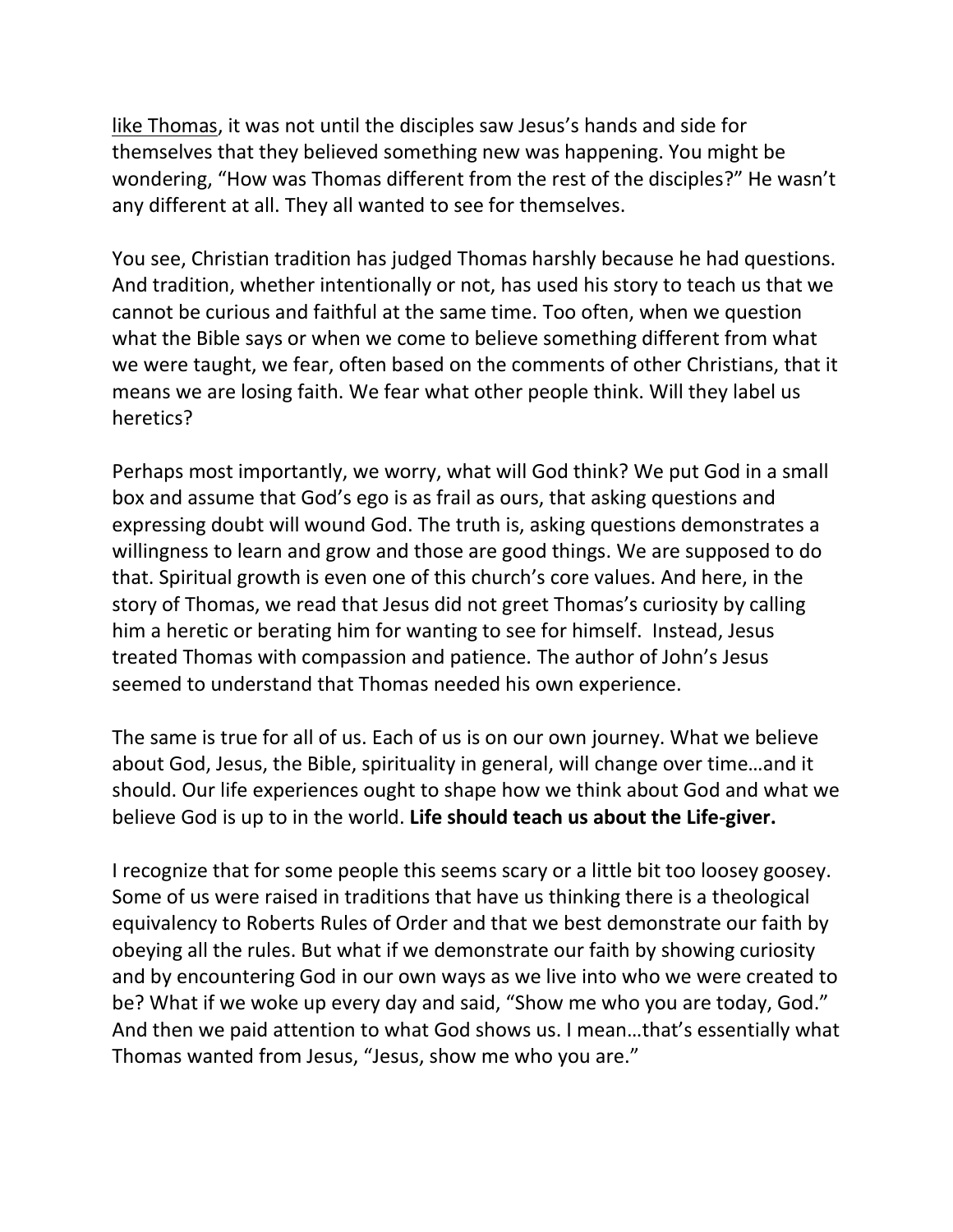like Thomas, it was not until the disciples saw Jesus's hands and side for themselves that they believed something new was happening. You might be wondering, "How was Thomas different from the rest of the disciples?" He wasn't any different at all. They all wanted to see for themselves.

You see, Christian tradition has judged Thomas harshly because he had questions. And tradition, whether intentionally or not, has used his story to teach us that we cannot be curious and faithful at the same time. Too often, when we question what the Bible says or when we come to believe something different from what we were taught, we fear, often based on the comments of other Christians, that it means we are losing faith. We fear what other people think. Will they label us heretics?

Perhaps most importantly, we worry, what will God think? We put God in a small box and assume that God's ego is as frail as ours, that asking questions and expressing doubt will wound God. The truth is, asking questions demonstrates a willingness to learn and grow and those are good things. We are supposed to do that. Spiritual growth is even one of this church's core values. And here, in the story of Thomas, we read that Jesus did not greet Thomas's curiosity by calling him a heretic or berating him for wanting to see for himself. Instead, Jesus treated Thomas with compassion and patience. The author of John's Jesus seemed to understand that Thomas needed his own experience.

The same is true for all of us. Each of us is on our own journey. What we believe about God, Jesus, the Bible, spirituality in general, will change over time…and it should. Our life experiences ought to shape how we think about God and what we believe God is up to in the world. **Life should teach us about the Life-giver.**

I recognize that for some people this seems scary or a little bit too loosey goosey. Some of us were raised in traditions that have us thinking there is a theological equivalency to Roberts Rules of Order and that we best demonstrate our faith by obeying all the rules. But what if we demonstrate our faith by showing curiosity and by encountering God in our own ways as we live into who we were created to be? What if we woke up every day and said, "Show me who you are today, God." And then we paid attention to what God shows us. I mean…that's essentially what Thomas wanted from Jesus, "Jesus, show me who you are."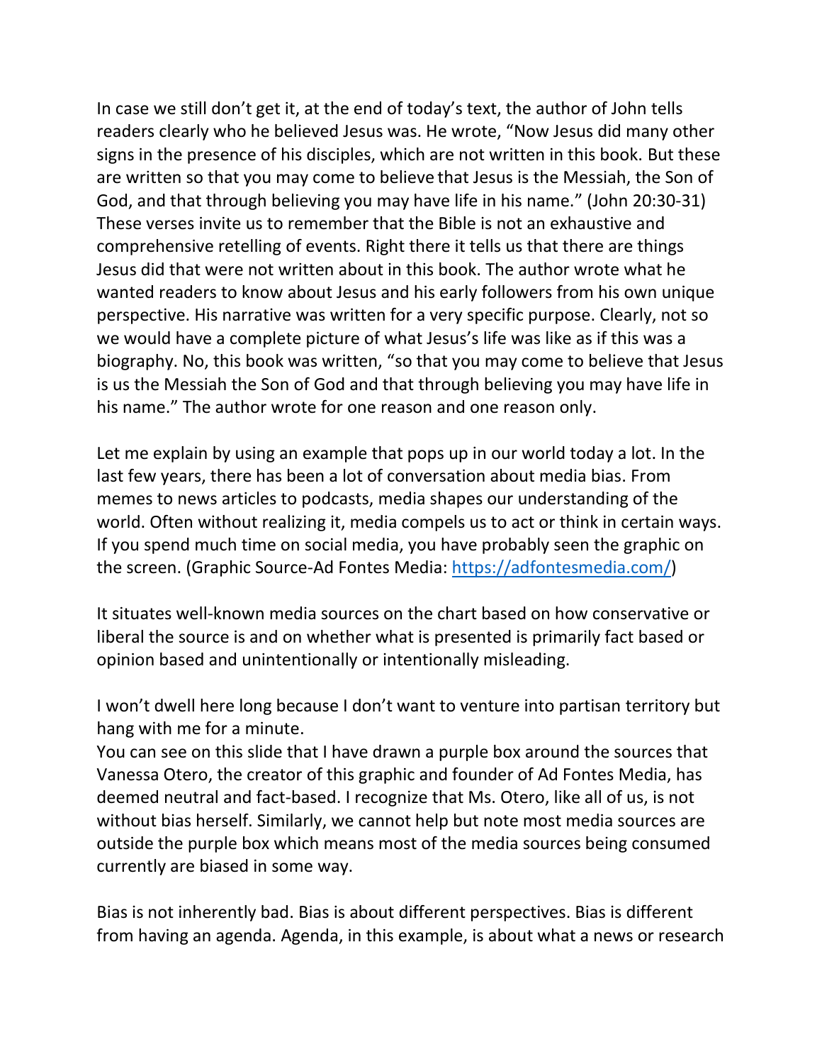In case we still don't get it, at the end of today's text, the author of John tells readers clearly who he believed Jesus was. He wrote, "Now Jesus did many other signs in the presence of his disciples, which are not written in this book. But these are written so that you may come to believe that Jesus is the Messiah, the Son of God, and that through believing you may have life in his name." (John 20:30-31) These verses invite us to remember that the Bible is not an exhaustive and comprehensive retelling of events. Right there it tells us that there are things Jesus did that were not written about in this book. The author wrote what he wanted readers to know about Jesus and his early followers from his own unique perspective. His narrative was written for a very specific purpose. Clearly, not so we would have a complete picture of what Jesus's life was like as if this was a biography. No, this book was written, "so that you may come to believe that Jesus is us the Messiah the Son of God and that through believing you may have life in his name." The author wrote for one reason and one reason only.

Let me explain by using an example that pops up in our world today a lot. In the last few years, there has been a lot of conversation about media bias. From memes to news articles to podcasts, media shapes our understanding of the world. Often without realizing it, media compels us to act or think in certain ways. If you spend much time on social media, you have probably seen the graphic on the screen. (Graphic Source-Ad Fontes Media: [https://adfontesmedia.com/](https://adfontesmedia.com/))

It situates well-known media sources on the chart based on how conservative or liberal the source is and on whether what is presented is primarily fact based or opinion based and unintentionally or intentionally misleading.

I won't dwell here long because I don't want to venture into partisan territory but hang with me for a minute.
You can see on this slide that I have drawn a purple box around the sources that Vanessa Otero, the creator of this graphic and founder of Ad Fontes Media, has deemed neutral and fact-based. I recognize that Ms. Otero, like all of us, is not without bias herself. Similarly, we cannot help but note most media sources are outside the purple box which means most of the media sources being consumed currently are biased in some way.

Bias is not inherently bad. Bias is about different perspectives. Bias is different from having an agenda. Agenda, in this example, is about what a news or research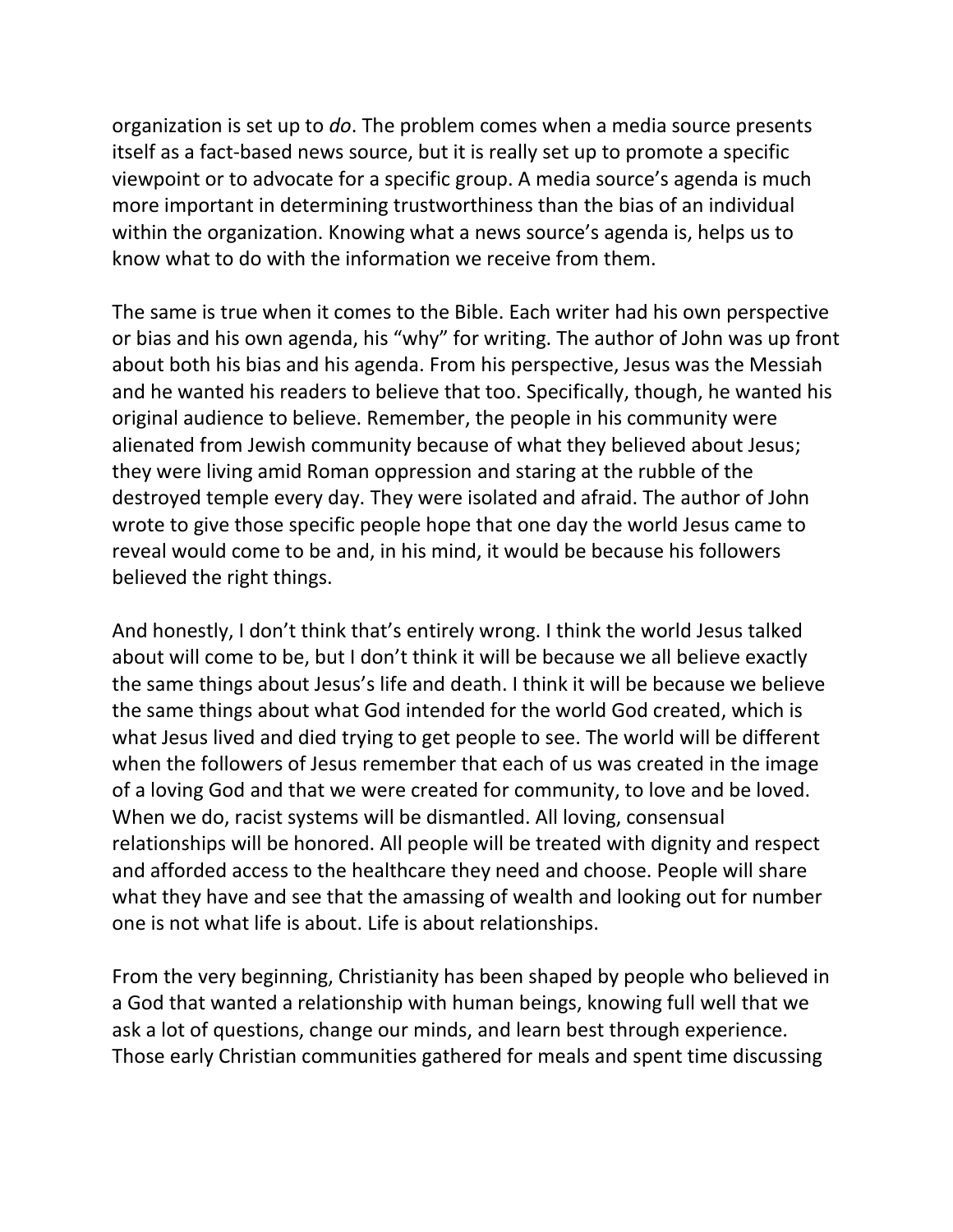organization is set up to *do*. The problem comes when a media source presents itself as a fact-based news source, but it is really set up to promote a specific viewpoint or to advocate for a specific group. A media source's agenda is much more important in determining trustworthiness than the bias of an individual within the organization. Knowing what a news source's agenda is, helps us to know what to do with the information we receive from them.

The same is true when it comes to the Bible. Each writer had his own perspective or bias and his own agenda, his "why" for writing. The author of John was up front about both his bias and his agenda. From his perspective, Jesus was the Messiah and he wanted his readers to believe that too. Specifically, though, he wanted his original audience to believe. Remember, the people in his community were alienated from Jewish community because of what they believed about Jesus; they were living amid Roman oppression and staring at the rubble of the destroyed temple every day. They were isolated and afraid. The author of John wrote to give those specific people hope that one day the world Jesus came to reveal would come to be and, in his mind, it would be because his followers believed the right things.

And honestly, I don't think that's entirely wrong. I think the world Jesus talked about will come to be, but I don't think it will be because we all believe exactly the same things about Jesus's life and death. I think it will be because we believe the same things about what God intended for the world God created, which is what Jesus lived and died trying to get people to see. The world will be different when the followers of Jesus remember that each of us was created in the image of a loving God and that we were created for community, to love and be loved. When we do, racist systems will be dismantled. All loving, consensual relationships will be honored. All people will be treated with dignity and respect and afforded access to the healthcare they need and choose. People will share what they have and see that the amassing of wealth and looking out for number one is not what life is about. Life is about relationships.

From the very beginning, Christianity has been shaped by people who believed in a God that wanted a relationship with human beings, knowing full well that we ask a lot of questions, change our minds, and learn best through experience. Those early Christian communities gathered for meals and spent time discussing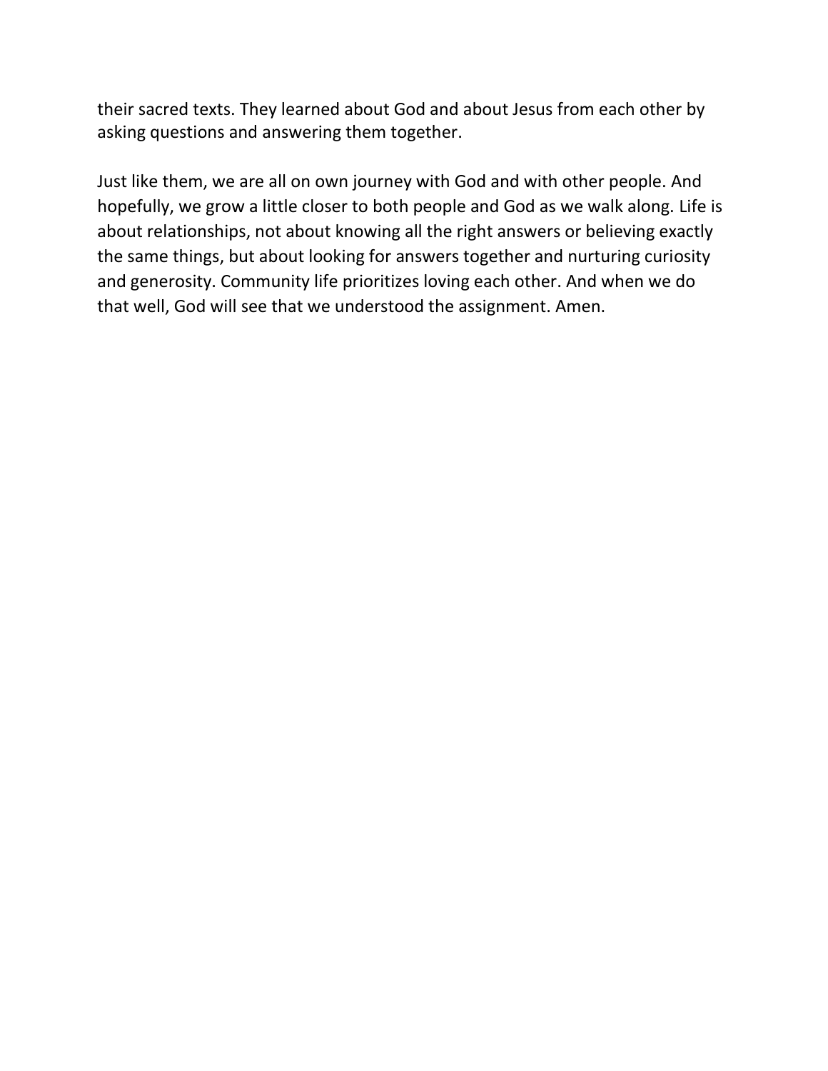their sacred texts. They learned about God and about Jesus from each other by asking questions and answering them together.

Just like them, we are all on own journey with God and with other people. And hopefully, we grow a little closer to both people and God as we walk along. Life is about relationships, not about knowing all the right answers or believing exactly the same things, but about looking for answers together and nurturing curiosity and generosity. Community life prioritizes loving each other. And when we do that well, God will see that we understood the assignment. Amen.